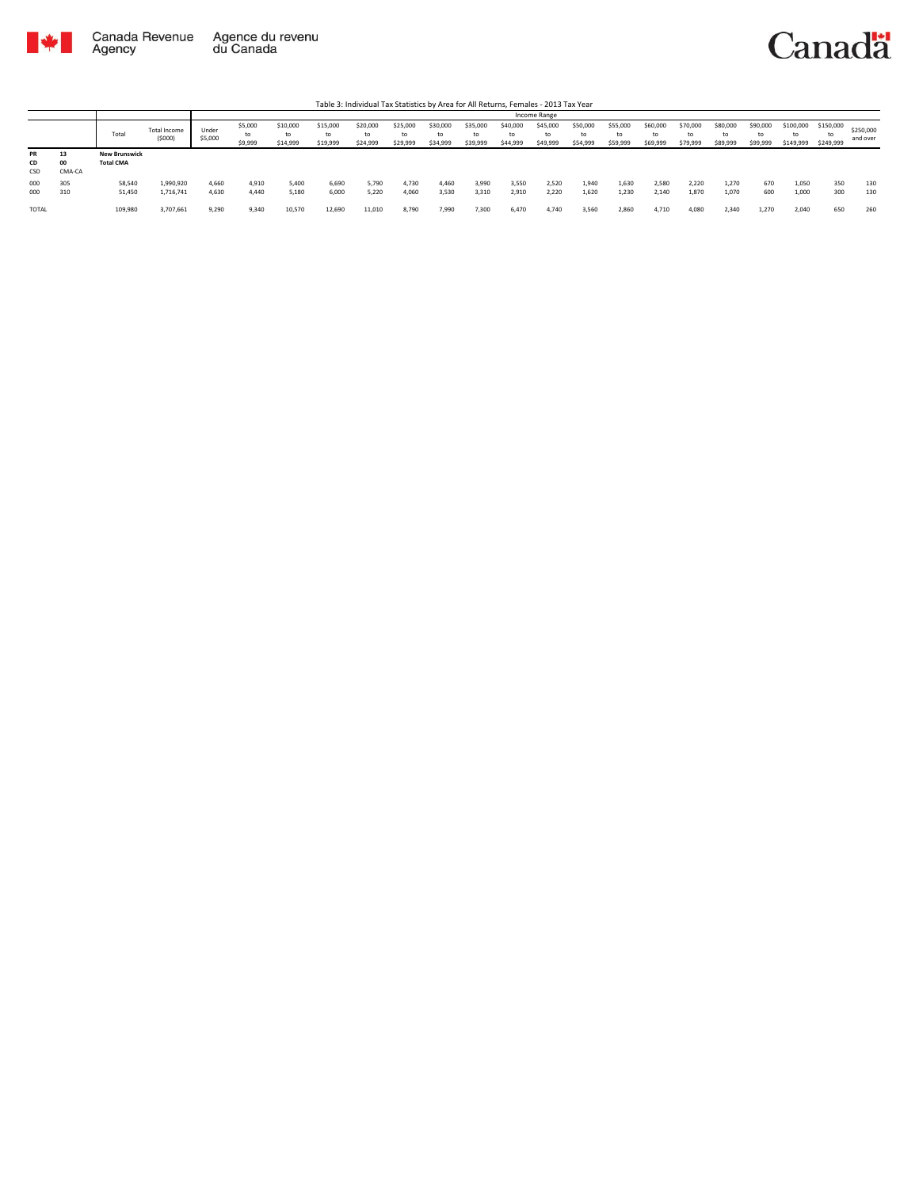Canada Revenue Agency | Agence du revenu du Canada

Canada

Table 3: Individual Tax Statistics by Area for All Returns, Females - 2013 Tax Year

| | | | | Income Range | | | | | | | | | | | | | | | | | | | | | |
|---|---|---|---|---|---|---|---|---|---|---|---|---|---|---|---|---|---|---|---|---|---|---|---|---|---|
| | | Total | Total Income ($000) | Under $5,000 | $5,000 to $9,999 | $10,000 to $14,999 | $15,000 to $19,999 | $20,000 to $24,999 | $25,000 to $29,999 | $30,000 to $34,999 | $35,000 to $39,999 | $40,000 to $44,999 | $45,000 to $49,999 | $50,000 to $54,999 | $55,000 to $59,999 | $60,000 to $69,999 | $70,000 to $79,999 | $80,000 to $89,999 | $90,000 to $99,999 | $100,000 to $149,999 | $150,000 to $249,999 | $250,000 and over |
| **PR** | **13** | **New Brunswick** | | | | | | | | | | | | | | | | | | | | | |
| **CD** | **00** | **Total CMA** | | | | | | | | | | | | | | | | | | | | | |
| CSD | CMA-CA | | | | | | | | | | | | | | | | | | | | | | |
| 000 | 305 | 58,540 | 1,990,920 | 4,660 | 4,910 | 5,400 | 6,690 | 5,790 | 4,730 | 4,460 | 3,990 | 3,550 | 2,520 | 1,940 | 1,630 | 2,580 | 2,220 | 1,270 | 670 | 1,050 | 350 | 130 |
| 000 | 310 | 51,450 | 1,716,741 | 4,630 | 4,440 | 5,180 | 6,000 | 5,220 | 4,060 | 3,530 | 3,310 | 2,910 | 2,220 | 1,620 | 1,230 | 2,140 | 1,870 | 1,070 | 600 | 1,000 | 300 | 130 |
| TOTAL | | 109,980 | 3,707,661 | 9,290 | 9,340 | 10,570 | 12,690 | 11,010 | 8,790 | 7,990 | 7,300 | 6,470 | 4,740 | 3,560 | 2,860 | 4,710 | 4,080 | 2,340 | 1,270 | 2,040 | 650 | 260 |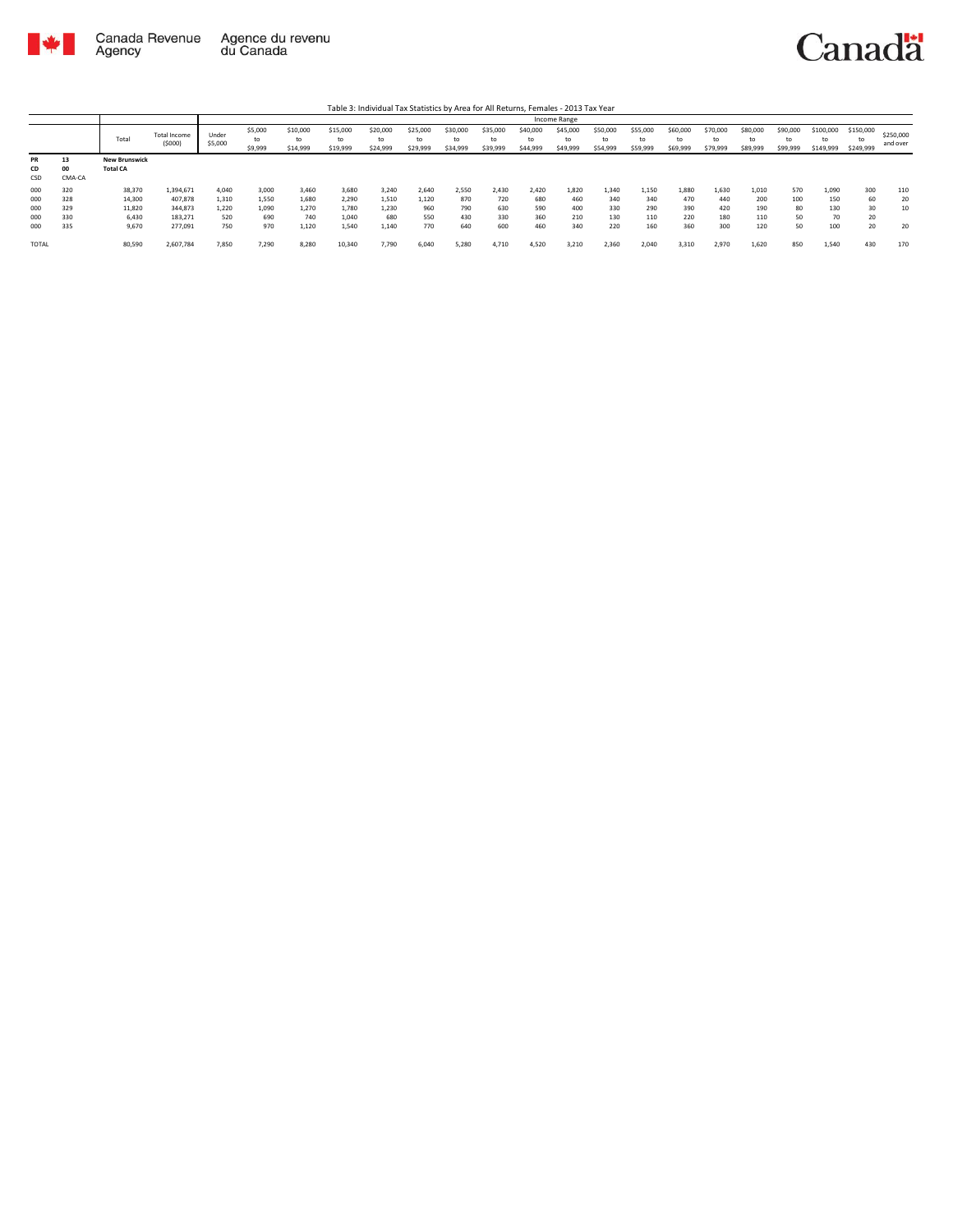Table 3: Individual Tax Statistics by Area for All Returns, Females - 2013 Tax Year

| | | Total | Total Income ($000) | Income Range | | | | | | | | | | | | | | | | | | | | |
|---|---|---|---|---|---|---|---|---|---|---|---|---|---|---|---|---|---|---|---|---|---|---|---|---|
| | | | | Under $5,000 | $5,000 to $9,999 | $10,000 to $14,999 | $15,000 to $19,999 | $20,000 to $24,999 | $25,000 to $29,999 | $30,000 to $34,999 | $35,000 to $39,999 | $40,000 to $44,999 | $45,000 to $49,999 | $50,000 to $54,999 | $55,000 to $59,999 | $60,000 to $69,999 | $70,000 to $79,999 | $80,000 to $89,999 | $90,000 to $99,999 | $100,000 to $149,999 | $150,000 to $249,999 | $250,000 and over |
| **PR** | **13** | **New Brunswick** | | | | | | | | | | | | | | | | | | | | | | |
| **CD** | **00** | **Total CA** | | | | | | | | | | | | | | | | | | | | | | |
| CSD | CMA-CA | | | | | | | | | | | | | | | | | | | | | | | |
| 000 | 320 | 38,370 | 1,394,671 | 4,040 | 3,000 | 3,460 | 3,680 | 3,240 | 2,640 | 2,550 | 2,430 | 2,420 | 1,820 | 1,340 | 1,150 | 1,880 | 1,630 | 1,010 | 570 | 1,090 | 300 | 110 |
| 000 | 328 | 14,300 | 407,878 | 1,310 | 1,550 | 1,680 | 2,290 | 1,510 | 1,120 | 870 | 720 | 680 | 460 | 340 | 340 | 470 | 440 | 200 | 100 | 150 | 60 | 20 |
| 000 | 329 | 11,820 | 344,873 | 1,220 | 1,090 | 1,270 | 1,780 | 1,230 | 960 | 790 | 630 | 590 | 400 | 330 | 290 | 390 | 420 | 190 | 80 | 130 | 30 | 10 |
| 000 | 330 | 6,430 | 183,271 | 520 | 690 | 740 | 1,040 | 680 | 550 | 430 | 330 | 360 | 210 | 130 | 110 | 220 | 180 | 110 | 50 | 70 | 20 | |
| 000 | 335 | 9,670 | 277,091 | 750 | 970 | 1,120 | 1,540 | 1,140 | 770 | 640 | 600 | 460 | 340 | 220 | 160 | 360 | 300 | 120 | 50 | 100 | 20 | 20 |
| TOTAL | | 80,590 | 2,607,784 | 7,850 | 7,290 | 8,280 | 10,340 | 7,790 | 6,040 | 5,280 | 4,710 | 4,520 | 3,210 | 2,360 | 2,040 | 3,310 | 2,970 | 1,620 | 850 | 1,540 | 430 | 170 |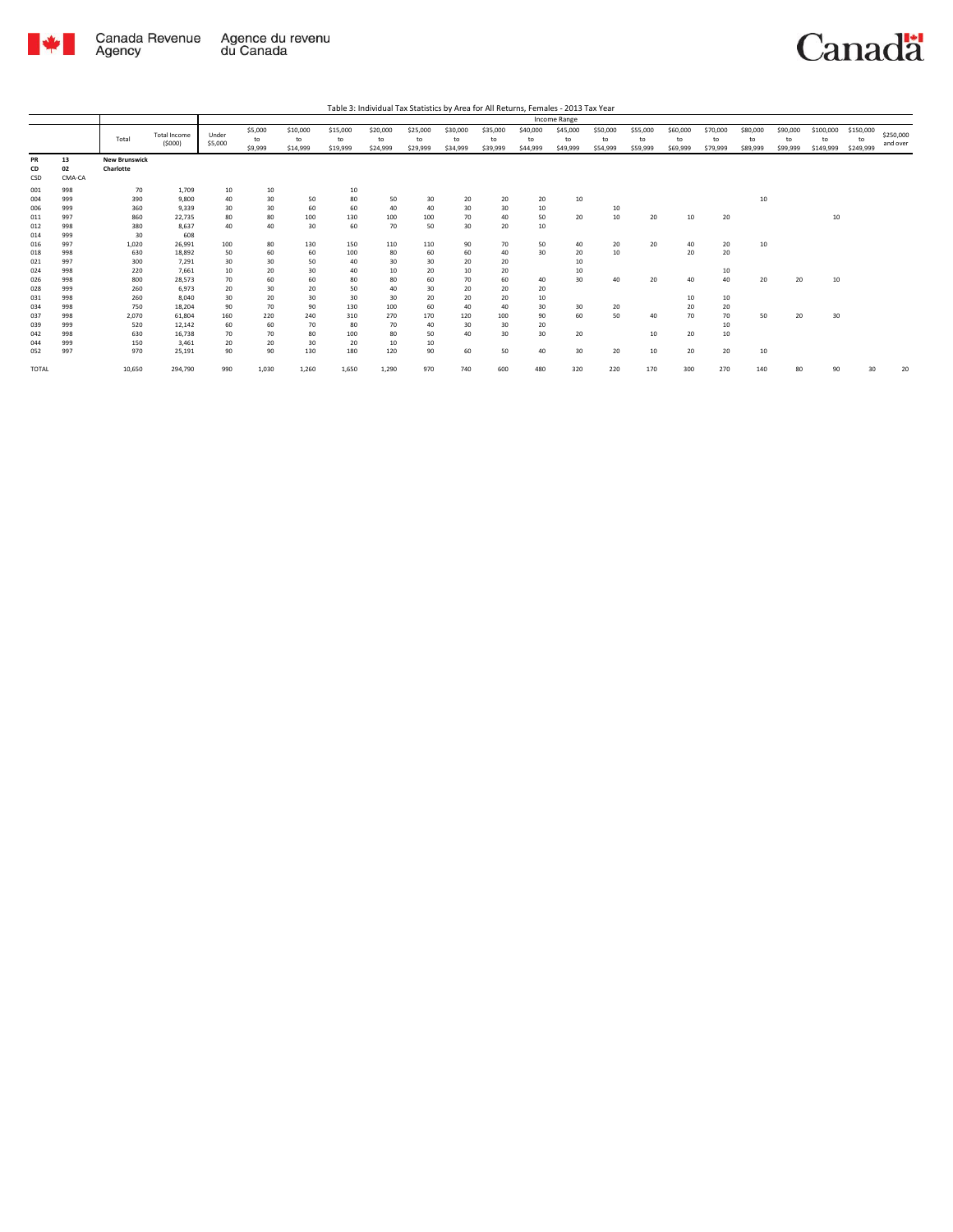Table 3: Individual Tax Statistics by Area for All Returns, Females - 2013 Tax Year

| PR<br>CD<br>CSD | 13<br>02<br>CMA-CA | Total | Total Income ($000) | Under $5,000 | $5,000 to $9,999 | $10,000 to $14,999 | $15,000 to $19,999 | $20,000 to $24,999 | $25,000 to $29,999 | $30,000 to $34,999 | $35,000 to $39,999 | $40,000 to $44,999 | $45,000 to $49,999 | $50,000 to $54,999 | $55,000 to $59,999 | $60,000 to $69,999 | $70,000 to $79,999 | $80,000 to $89,999 | $90,000 to $99,999 | $100,000 to $149,999 | $150,000 to $249,999 | $250,000 and over |
|---|---|---|---|---|---|---|---|---|---|---|---|---|---|---|---|---|---|---|---|---|---|---|
| | | **New Brunswick** | | | | | | | | | | Income Range | | | | | | | | | | |
| | | **Charlotte** | | | | | | | | | | | | | | | | | | | | |
| 001 | 998 | 70 | 1,709 | 10 | 10 | | 10 | | | | | | | | | | | | | | | |
| 004 | 999 | 390 | 9,800 | 40 | 30 | 50 | 80 | 50 | 30 | 20 | 20 | 20 | 10 | | | | | 10 | | | | |
| 006 | 999 | 360 | 9,339 | 30 | 30 | 60 | 60 | 40 | 40 | 30 | 30 | 10 | | 10 | | | | | | | | |
| 011 | 997 | 860 | 22,735 | 80 | 80 | 100 | 130 | 100 | 100 | 70 | 40 | 50 | 20 | 10 | 20 | 10 | 20 | | | 10 | | |
| 012 | 998 | 380 | 8,637 | 40 | 40 | 30 | 60 | 70 | 50 | 30 | 20 | 10 | | | | | | | | | | |
| 014 | 999 | 30 | 608 | | | | | | | | | | | | | | | | | | | |
| 016 | 997 | 1,020 | 26,991 | 100 | 80 | 130 | 150 | 110 | 110 | 90 | 70 | 50 | 40 | 20 | 20 | 40 | 20 | 10 | | | | |
| 018 | 998 | 630 | 18,892 | 50 | 60 | 60 | 100 | 80 | 60 | 60 | 40 | 30 | 20 | 10 | | 20 | 20 | | | | | |
| 021 | 997 | 300 | 7,291 | 30 | 30 | 50 | 40 | 30 | 30 | 20 | 20 | | 10 | | | | | | | | | |
| 024 | 998 | 220 | 7,661 | 10 | 20 | 30 | 40 | 10 | 20 | 10 | 20 | | 10 | | | | 10 | | | | | |
| 026 | 998 | 800 | 28,573 | 70 | 60 | 60 | 80 | 80 | 60 | 70 | 60 | | 30 | 40 | 20 | 40 | 40 | 20 | 20 | 10 | | |
| 028 | 999 | 260 | 6,973 | 20 | 30 | 20 | 50 | 40 | 30 | 20 | 20 | 20 | | | | | | | | | | |
| 031 | 998 | 260 | 8,040 | 30 | 20 | 30 | 30 | 30 | 20 | 20 | 20 | 10 | | | | 10 | 10 | | | | | |
| 034 | 998 | 750 | 18,204 | 90 | 70 | 90 | 130 | 100 | 60 | 40 | 40 | 30 | 30 | 20 | | 20 | 20 | | | | | |
| 037 | 998 | 2,070 | 61,804 | 160 | 220 | 240 | 310 | 270 | 170 | 120 | 100 | 90 | 60 | 50 | 40 | 70 | 70 | 50 | 20 | 30 | | |
| 039 | 999 | 520 | 12,142 | 60 | 60 | 70 | 80 | 70 | 40 | 30 | 30 | 20 | | | | | 10 | | | | | |
| 042 | 998 | 630 | 16,738 | 70 | 70 | 80 | 100 | 80 | 50 | 40 | 30 | 30 | 20 | | 10 | 20 | 10 | | | | | |
| 044 | 999 | 150 | 3,461 | 20 | 20 | 30 | 20 | 10 | 10 | | | | | | | | | | | | | |
| 052 | 997 | 970 | 25,191 | 90 | 90 | 130 | 180 | 120 | 90 | 60 | 50 | 40 | 30 | 20 | 10 | 20 | 20 | 10 | | | | |
| TOTAL | | 10,650 | 294,790 | 990 | 1,030 | 1,260 | 1,650 | 1,290 | 970 | 740 | 600 | 480 | 320 | 220 | 170 | 300 | 270 | 140 | 80 | 90 | 30 | 20 |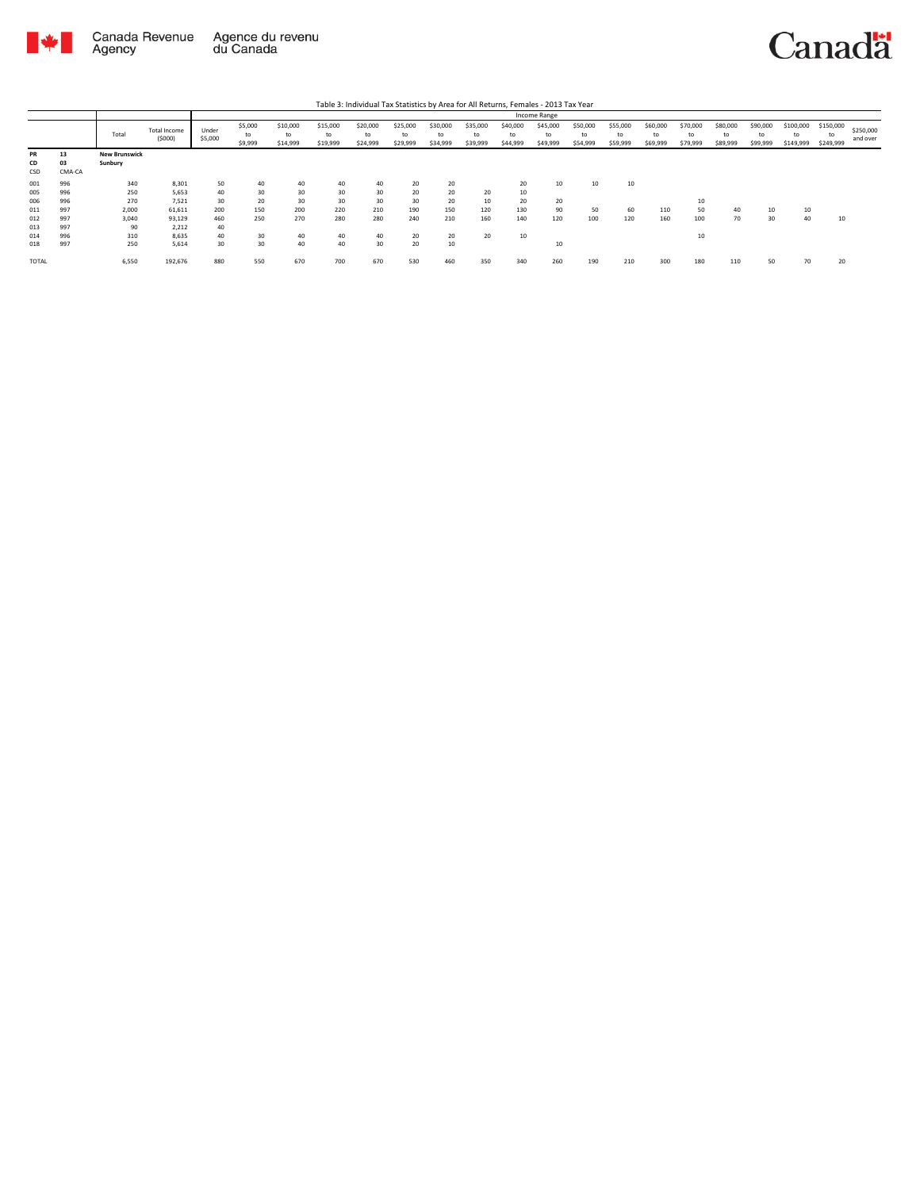Table 3: Individual Tax Statistics by Area for All Returns, Females - 2013 Tax Year

| PR<br>CD<br>CSD | CMA-CA | Total | Total Income ($000) | Income Range<br>Under $5,000 | $5,000 to $9,999 | $10,000 to $14,999 | $15,000 to $19,999 | $20,000 to $24,999 | $25,000 to $29,999 | $30,000 to $34,999 | $35,000 to $39,999 | $40,000 to $44,999 | $45,000 to $49,999 | $50,000 to $54,999 | $55,000 to $59,999 | $60,000 to $69,999 | $70,000 to $79,999 | $80,000 to $89,999 | $90,000 to $99,999 | $100,000 to $149,999 | $150,000 to $249,999 | $250,000 and over |
|---|---|---|---|---|---|---|---|---|---|---|---|---|---|---|---|---|---|---|---|---|---|---|
| 13 | | New Brunswick | | | | | | | | | | | | | | | | | | | | |
| 03 | | Sunbury | | | | | | | | | | | | | | | | | | | | |
| 001 | 996 | 340 | 8,301 | 50 | 40 | 40 | 40 | 40 | 20 | 20 | | 20 | 10 | 10 | 10 | | | | | | | |
| 005 | 996 | 250 | 5,653 | 40 | 30 | 30 | 30 | 30 | 20 | 20 | 20 | 10 | | | | | | | | | | |
| 006 | 996 | 270 | 7,521 | 30 | 20 | 30 | 30 | 30 | 30 | 20 | 10 | 20 | 20 | | | | 10 | | | | | |
| 011 | 997 | 2,000 | 61,611 | 200 | 150 | 200 | 220 | 210 | 190 | 150 | 120 | 130 | 90 | 50 | 60 | 110 | 50 | 40 | 10 | 10 | | |
| 012 | 997 | 3,040 | 93,129 | 460 | 250 | 270 | 280 | 280 | 240 | 210 | 160 | 140 | 120 | 100 | 120 | 160 | 100 | 70 | 30 | 40 | 10 | |
| 013 | 997 | 90 | 2,212 | 40 | | | | | | | | | | | | | | | | | | |
| 014 | 996 | 310 | 8,635 | 40 | 30 | 40 | 40 | 40 | 20 | 20 | 20 | 10 | | | | | 10 | | | | | |
| 018 | 997 | 250 | 5,614 | 30 | 30 | 40 | 40 | 30 | 20 | 10 | | | 10 | | | | | | | | | |
| TOTAL | | 6,550 | 192,676 | 880 | 550 | 670 | 700 | 670 | 530 | 460 | 350 | 340 | 260 | 190 | 210 | 300 | 180 | 110 | 50 | 70 | 20 | |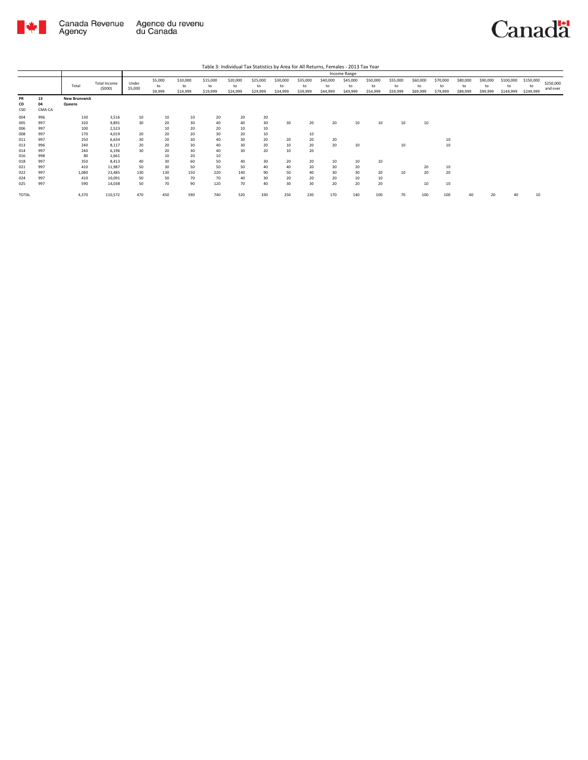Table 3: Individual Tax Statistics by Area for All Returns, Females - 2013 Tax Year

| | | Total | Total Income ($000) | Income Range | | | | | | | | | | | | | | | | | | |
|---|---|---|---|---|---|---|---|---|---|---|---|---|---|---|---|---|---|---|---|---|---|---|
| | | | | Under $5,000 | $5,000 to $9,999 | $10,000 to $14,999 | $15,000 to $19,999 | $20,000 to $24,999 | $25,000 to $29,999 | $30,000 to $34,999 | $35,000 to $39,999 | $40,000 to $44,999 | $45,000 to $49,999 | $50,000 to $54,999 | $55,000 to $59,999 | $60,000 to $69,999 | $70,000 to $79,999 | $80,000 to $89,999 | $90,000 to $99,999 | $100,000 to $149,999 | $150,000 to $249,999 | $250,000 and over |
| **PR** | **13** | **New Brunswick** | | | | | | | | | | | | | | | | | | | | |
| **CD** | **04** | **Queens** | | | | | | | | | | | | | | | | | | | | |
| CSD | CMA-CA | | | | | | | | | | | | | | | | | | | | | |
| 004 | 996 | 130 | 3,516 | 10 | 10 | 10 | 20 | 20 | 20 | | | | | | | | | | | | | |
| 005 | 997 | 320 | 9,891 | 30 | 20 | 30 | 40 | 40 | 30 | 30 | 20 | 20 | 10 | 10 | 10 | 10 | | | | | | |
| 006 | 997 | 100 | 2,523 | | 10 | 20 | 20 | 10 | 10 | | | | | | | | | | | | | |
| 008 | 997 | 170 | 4,019 | 20 | 20 | 20 | 30 | 20 | 10 | | 10 | | | | | | | | | | | |
| 011 | 997 | 250 | 6,634 | 30 | 20 | 30 | 40 | 30 | 20 | 20 | 20 | 20 | | | | | 10 | | | | | |
| 013 | 996 | 240 | 8,117 | 20 | 20 | 30 | 40 | 30 | 20 | 10 | 20 | 20 | 10 | | 10 | | 10 | | | | | |
| 014 | 997 | 240 | 6,196 | 30 | 20 | 30 | 40 | 30 | 20 | 10 | 20 | | | | | | | | | | | |
| 016 | 998 | 80 | 1,661 | | 10 | 20 | 10 | | | | | | | | | | | | | | | |
| 018 | 997 | 350 | 8,413 | 40 | 30 | 60 | 50 | 40 | 30 | 20 | 20 | 10 | 10 | 10 | | | | | | | | |
| 021 | 997 | 410 | 11,987 | 50 | 30 | 50 | 50 | 50 | 40 | 40 | 20 | 30 | 20 | | | 20 | 10 | | | | | |
| 022 | 997 | 1,080 | 23,485 | 130 | 130 | 150 | 220 | 140 | 90 | 50 | 40 | 30 | 30 | 20 | 10 | 20 | 20 | | | | | |
| 024 | 997 | 410 | 10,091 | 50 | 50 | 70 | 70 | 40 | 30 | 20 | 20 | 20 | 10 | 10 | | | | | | | | |
| 025 | 997 | 590 | 14,038 | 50 | 70 | 90 | 120 | 70 | 40 | 30 | 30 | 20 | 20 | 20 | | 10 | 10 | | | | | |
| TOTAL | | 4,370 | 110,572 | 470 | 450 | 590 | 740 | 520 | 330 | 250 | 230 | 170 | 140 | 100 | 70 | 100 | 100 | 40 | 20 | 40 | 10 | |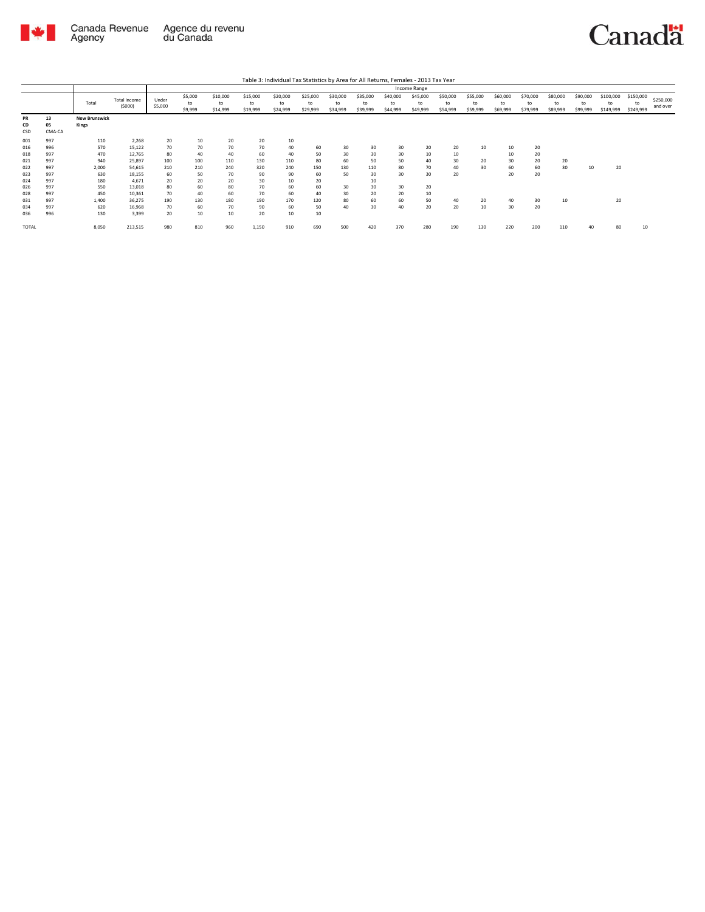Table 3: Individual Tax Statistics by Area for All Returns, Females - 2013 Tax Year

| PR<br>CD<br>CSD | 13<br>05<br>CMA-CA | Total | Total Income ($000) | Under $5,000 | $5,000 to $9,999 | $10,000 to $14,999 | $15,000 to $19,999 | $20,000 to $24,999 | $25,000 to $29,999 | $30,000 to $34,999 | $35,000 to $39,999 | $40,000 to $44,999 | $45,000 to $49,999 | $50,000 to $54,999 | $55,000 to $59,999 | $60,000 to $69,999 | $70,000 to $79,999 | $80,000 to $89,999 | $90,000 to $99,999 | $100,000 to $149,999 | $150,000 to $249,999 | $250,000 and over |
|---|---|---|---|---|---|---|---|---|---|---|---|---|---|---|---|---|---|---|---|---|---|---|
| | | **New Brunswick Kings** | | | | | | | | | | | | | | | | | | | | |
| 001 | 997 | 110 | 2,268 | 20 | 10 | 20 | 20 | 10 | | | | | | | | | | | | | | |
| 016 | 996 | 570 | 15,122 | 70 | 70 | 70 | 70 | 40 | 60 | 30 | 30 | 30 | 20 | 20 | 10 | 10 | 20 | | | | | |
| 018 | 997 | 470 | 12,765 | 80 | 40 | 40 | 60 | 40 | 50 | 30 | 30 | 30 | 10 | 10 | | 10 | 20 | | | | | |
| 021 | 997 | 940 | 25,897 | 100 | 100 | 110 | 130 | 110 | 80 | 60 | 50 | 50 | 40 | 30 | 20 | 30 | 20 | 20 | | | | |
| 022 | 997 | 2,000 | 54,615 | 210 | 210 | 240 | 320 | 240 | 150 | 130 | 110 | 80 | 70 | 40 | 30 | 60 | 60 | 30 | 10 | 20 | | |
| 023 | 997 | 630 | 18,155 | 60 | 50 | 70 | 90 | 90 | 60 | 50 | 30 | 30 | 30 | 20 | | 20 | 20 | | | | | |
| 024 | 997 | 180 | 4,671 | 20 | 20 | 20 | 30 | 10 | 20 | | 10 | | | | | | | | | | | |
| 026 | 997 | 550 | 13,018 | 80 | 60 | 80 | 70 | 60 | 60 | 30 | 30 | 30 | 20 | | | | | | | | | |
| 028 | 997 | 450 | 10,361 | 70 | 40 | 60 | 70 | 60 | 40 | 30 | 20 | 20 | 10 | | | | | | | | | |
| 031 | 997 | 1,400 | 36,275 | 190 | 130 | 180 | 190 | 170 | 120 | 80 | 60 | 60 | 50 | 40 | 20 | 40 | 30 | 10 | | 20 | | |
| 034 | 997 | 620 | 16,968 | 70 | 60 | 70 | 90 | 60 | 50 | 40 | 30 | 40 | 20 | 20 | 10 | 30 | 20 | | | | | |
| 036 | 996 | 130 | 3,399 | 20 | 10 | 10 | 20 | 10 | 10 | | | | | | | | | | | | | |
| TOTAL | | 8,050 | 213,515 | 980 | 810 | 960 | 1,150 | 910 | 690 | 500 | 420 | 370 | 280 | 190 | 130 | 220 | 200 | 110 | 40 | 80 | 10 | |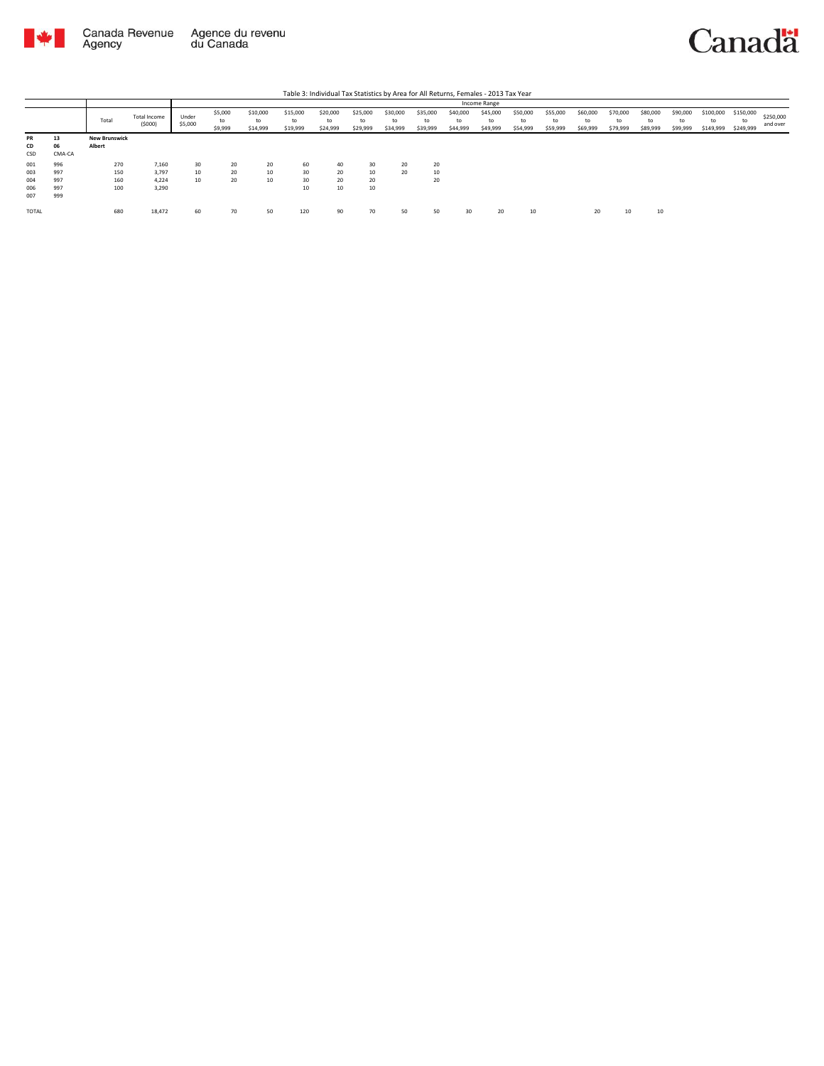Table 3: Individual Tax Statistics by Area for All Returns, Females - 2013 Tax Year

| | | Total | Total Income ($000) | Income Range | | | | | | | | | | | | | | | | | | |
|---|---|---|---|---|---|---|---|---|---|---|---|---|---|---|---|---|---|---|---|---|---|---|
| | | | | Under $5,000 | $5,000 to $9,999 | $10,000 to $14,999 | $15,000 to $19,999 | $20,000 to $24,999 | $25,000 to $29,999 | $30,000 to $34,999 | $35,000 to $39,999 | $40,000 to $44,999 | $45,000 to $49,999 | $50,000 to $54,999 | $55,000 to $59,999 | $60,000 to $69,999 | $70,000 to $79,999 | $80,000 to $89,999 | $90,000 to $99,999 | $100,000 to $149,999 | $150,000 to $249,999 | $250,000 and over |
| **PR** | **13** | **New Brunswick** | | | | | | | | | | | | | | | | | | | | |
| **CD** | **06** | **Albert** | | | | | | | | | | | | | | | | | | | | |
| CSD | CMA-CA | | | | | | | | | | | | | | | | | | | | | |
| 001 | 996 | 270 | 7,160 | 30 | 20 | 20 | 60 | 40 | 30 | 20 | 20 | | | | | | | | | | | |
| 003 | 997 | 150 | 3,797 | 10 | 20 | 10 | 30 | 20 | 10 | 20 | 10 | | | | | | | | | | | |
| 004 | 997 | 160 | 4,224 | 10 | 20 | 10 | 30 | 20 | 20 | | 20 | | | | | | | | | | | |
| 006 | 997 | 100 | 3,290 | | | | 10 | 10 | 10 | | | | | | | | | | | | | |
| 007 | 999 | | | | | | | | | | | | | | | | | | | | | |
| TOTAL | | 680 | 18,472 | 60 | 70 | 50 | 120 | 90 | 70 | 50 | 50 | 30 | 20 | 10 | | 20 | 10 | 10 | | | | |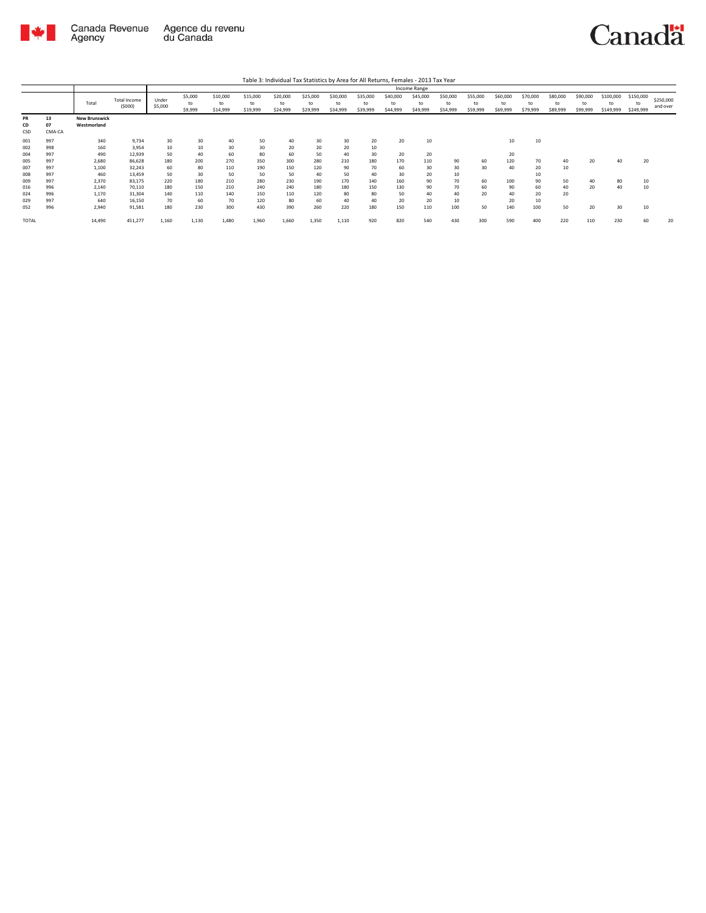Table 3: Individual Tax Statistics by Area for All Returns, Females - 2013 Tax Year

| | | Total | Total Income ($000) | Income Range | | | | | | | | | | | | | | | | | | |
|---|---|---|---|---|---|---|---|---|---|---|---|---|---|---|---|---|---|---|---|---|---|---|
| | | | | Under $5,000 | $5,000 to $9,999 | $10,000 to $14,999 | $15,000 to $19,999 | $20,000 to $24,999 | $25,000 to $29,999 | $30,000 to $34,999 | $35,000 to $39,999 | $40,000 to $44,999 | $45,000 to $49,999 | $50,000 to $54,999 | $55,000 to $59,999 | $60,000 to $69,999 | $70,000 to $79,999 | $80,000 to $89,999 | $90,000 to $99,999 | $100,000 to $149,999 | $150,000 to $249,999 | $250,000 and over |
| **PR** | **13** | **New Brunswick** | | | | | | | | | | | | | | | | | | | | |
| **CD** | **07** | **Westmorland** | | | | | | | | | | | | | | | | | | | | |
| CSD | CMA-CA | | | | | | | | | | | | | | | | | | | | | |
| 001 | 997 | 340 | 9,734 | 30 | 30 | 40 | 50 | 40 | 30 | 30 | 20 | 20 | 10 | | | 10 | 10 | | | | | |
| 002 | 998 | 160 | 3,954 | 10 | 10 | 30 | 30 | 20 | 20 | 20 | 10 | | | | | | | | | | | |
| 004 | 997 | 490 | 12,939 | 50 | 40 | 60 | 80 | 60 | 50 | 40 | 30 | 20 | 20 | | | 20 | | | | | | |
| 005 | 997 | 2,680 | 86,628 | 180 | 200 | 270 | 350 | 300 | 280 | 210 | 180 | 170 | 110 | 90 | 60 | 120 | 70 | 40 | 20 | 40 | 20 | |
| 007 | 997 | 1,100 | 32,243 | 60 | 80 | 110 | 190 | 150 | 120 | 90 | 70 | 60 | 30 | 30 | 30 | 40 | 20 | 10 | | | | |
| 008 | 997 | 460 | 13,459 | 50 | 30 | 50 | 50 | 50 | 40 | 50 | 40 | 30 | 20 | 10 | | | 10 | | | | | |
| 009 | 997 | 2,370 | 83,175 | 220 | 180 | 210 | 280 | 230 | 190 | 170 | 140 | 160 | 90 | 70 | 60 | 100 | 90 | 50 | 40 | 80 | 10 | |
| 016 | 996 | 2,140 | 70,110 | 180 | 150 | 210 | 240 | 240 | 180 | 180 | 150 | 130 | 90 | 70 | 60 | 90 | 60 | 40 | 20 | 40 | 10 | |
| 024 | 996 | 1,170 | 31,304 | 140 | 110 | 140 | 150 | 110 | 120 | 80 | 80 | 50 | 40 | 40 | 20 | 40 | 20 | 20 | | | | |
| 029 | 997 | 640 | 16,150 | 70 | 60 | 70 | 120 | 80 | 60 | 40 | 40 | 20 | 20 | 10 | | 20 | 10 | | | | | |
| 052 | 996 | 2,940 | 91,581 | 180 | 230 | 300 | 430 | 390 | 260 | 220 | 180 | 150 | 110 | 100 | 50 | 140 | 100 | 50 | 20 | 30 | 10 | |
| TOTAL | | 14,490 | 451,277 | 1,160 | 1,130 | 1,480 | 1,960 | 1,660 | 1,350 | 1,110 | 920 | 820 | 540 | 430 | 300 | 590 | 400 | 220 | 110 | 230 | 60 | 20 |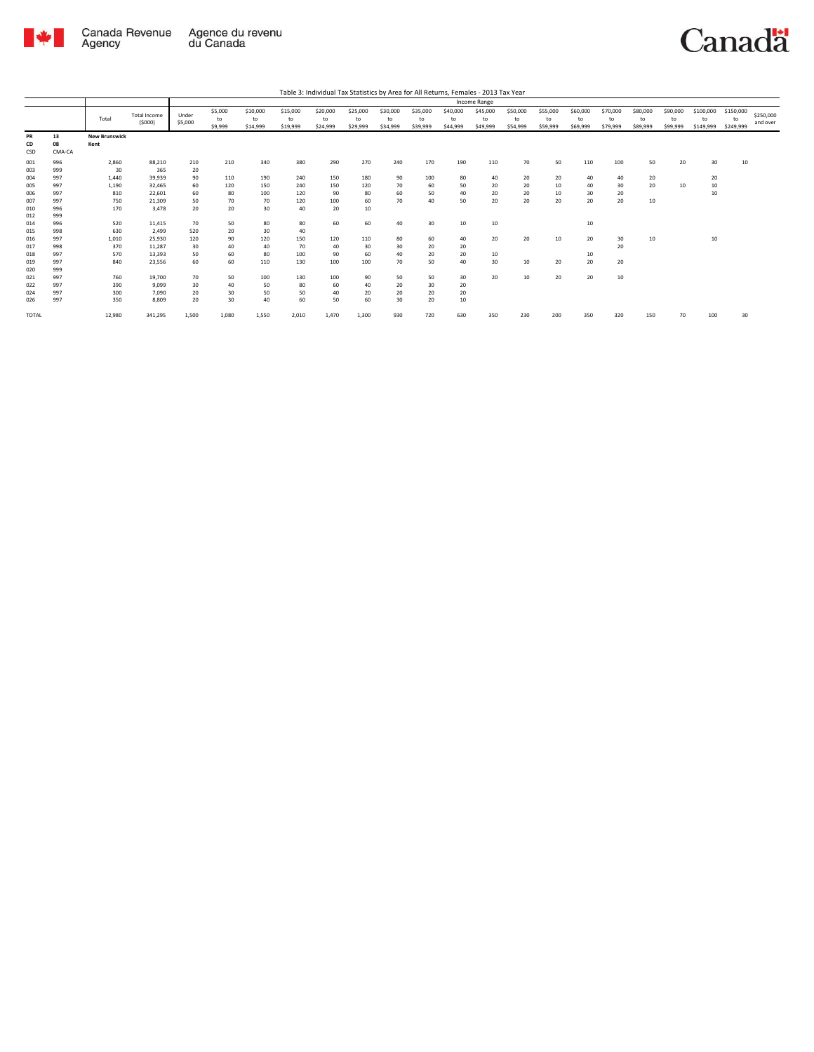Table 3: Individual Tax Statistics by Area for All Returns, Females - 2013 Tax Year

| | | Total | Total Income ($000) | Income Range | | | | | | | | | | | | | | | | | | |
|---|---|---|---|---|---|---|---|---|---|---|---|---|---|---|---|---|---|---|---|---|---|---|
| | | | | Under $5,000 | $5,000 to $9,999 | $10,000 to $14,999 | $15,000 to $19,999 | $20,000 to $24,999 | $25,000 to $29,999 | $30,000 to $34,999 | $35,000 to $39,999 | $40,000 to $44,999 | $45,000 to $49,999 | $50,000 to $54,999 | $55,000 to $59,999 | $60,000 to $69,999 | $70,000 to $79,999 | $80,000 to $89,999 | $90,000 to $99,999 | $100,000 to $149,999 | $150,000 to $249,999 | $250,000 and over |
| PR | 13 | **New Brunswick** | | | | | | | | | | | | | | | | | | | | |
| CD | 08 | **Kent** | | | | | | | | | | | | | | | | | | | | |
| CSD | CMA-CA | | | | | | | | | | | | | | | | | | | | | |
| 001 | 996 | 2,860 | 88,210 | 210 | 210 | 340 | 380 | 290 | 270 | 240 | 170 | 190 | 110 | 70 | 50 | 110 | 100 | 50 | 20 | 30 | 10 | |
| 003 | 999 | 30 | 365 | 20 | | | | | | | | | | | | | | | | | | |
| 004 | 997 | 1,440 | 39,939 | 90 | 110 | 190 | 240 | 150 | 180 | 90 | 100 | 80 | 40 | 20 | 20 | 40 | 40 | 20 | | 20 | | |
| 005 | 997 | 1,190 | 32,465 | 60 | 120 | 150 | 240 | 150 | 120 | 70 | 60 | 50 | 20 | 20 | 10 | 40 | 30 | 20 | 10 | 10 | | |
| 006 | 997 | 810 | 22,601 | 60 | 80 | 100 | 120 | 90 | 80 | 60 | 50 | 40 | 20 | 20 | 10 | 30 | 20 | | | 10 | | |
| 007 | 997 | 750 | 21,309 | 50 | 70 | 70 | 120 | 100 | 60 | 70 | 40 | 50 | 20 | 20 | 20 | 20 | 20 | 10 | | | | |
| 010 | 996 | 170 | 3,478 | 20 | 20 | 30 | 40 | 20 | 10 | | | | | | | | | | | | | |
| 012 | 999 | | | | | | | | | | | | | | | | | | | | | |
| 014 | 996 | 520 | 11,415 | 70 | 50 | 80 | 80 | 60 | 60 | 40 | 30 | 10 | 10 | | | 10 | | | | | | |
| 015 | 998 | 630 | 2,499 | 520 | 20 | 30 | 40 | | | | | | | | | | | | | | | |
| 016 | 997 | 1,010 | 25,930 | 120 | 90 | 120 | 150 | 120 | 110 | 80 | 60 | 40 | 20 | 20 | 10 | 20 | 30 | 10 | | 10 | | |
| 017 | 998 | 370 | 11,287 | 30 | 40 | 40 | 70 | 40 | 30 | 30 | 20 | 20 | | | | | 20 | | | | | |
| 018 | 997 | 570 | 13,393 | 50 | 60 | 80 | 100 | 90 | 60 | 40 | 20 | 20 | 10 | | | 10 | | | | | | |
| 019 | 997 | 840 | 23,556 | 60 | 60 | 110 | 130 | 100 | 100 | 70 | 50 | 40 | 30 | 10 | 20 | 20 | 20 | | | | | |
| 020 | 999 | | | | | | | | | | | | | | | | | | | | | |
| 021 | 997 | 760 | 19,700 | 70 | 50 | 100 | 130 | 100 | 90 | 50 | 50 | 30 | 20 | 10 | 20 | 20 | 10 | | | | | |
| 022 | 997 | 390 | 9,099 | 30 | 40 | 50 | 80 | 60 | 40 | 20 | 30 | 20 | | | | | | | | | | |
| 024 | 997 | 300 | 7,090 | 20 | 30 | 50 | 50 | 40 | 20 | 20 | 20 | 20 | | | | | | | | | | |
| 026 | 997 | 350 | 8,809 | 20 | 30 | 40 | 60 | 50 | 60 | 30 | 20 | 10 | | | | | | | | | | |
| TOTAL | | 12,980 | 341,295 | 1,500 | 1,080 | 1,550 | 2,010 | 1,470 | 1,300 | 930 | 720 | 630 | 350 | 230 | 200 | 350 | 320 | 150 | 70 | 100 | 30 | |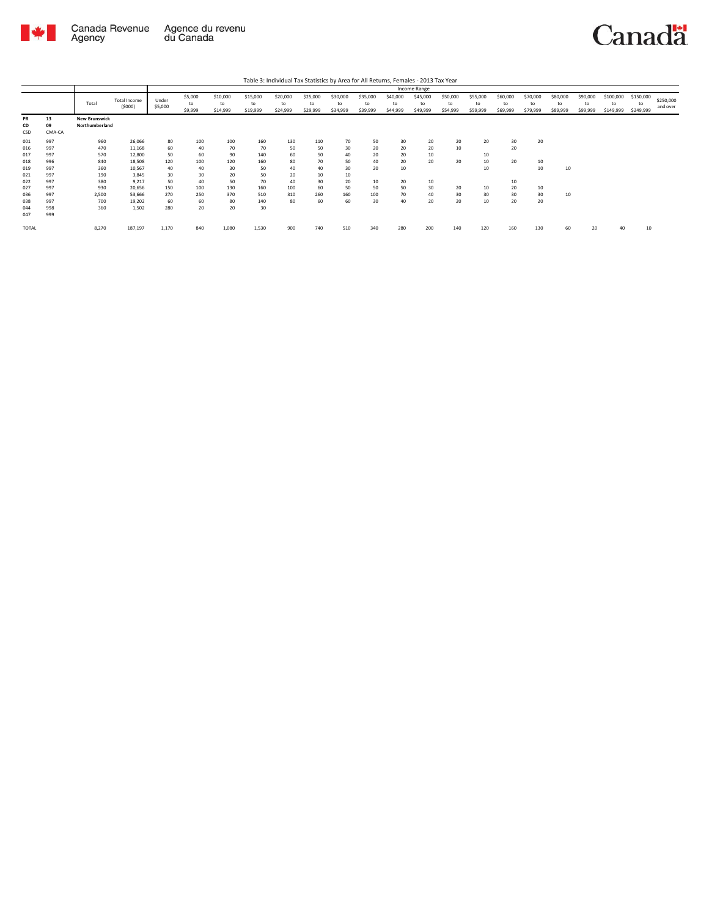Table 3: Individual Tax Statistics by Area for All Returns, Females - 2013 Tax Year

| PR<br>CD<br>CSD | CMA-CA | Total | Total Income ($000) | Under $5,000 | $5,000 to $9,999 | $10,000 to $14,999 | $15,000 to $19,999 | $20,000 to $24,999 | $25,000 to $29,999 | $30,000 to $34,999 | $35,000 to $39,999 | $40,000 to $44,999 | $45,000 to $49,999 | $50,000 to $54,999 | $55,000 to $59,999 | $60,000 to $69,999 | $70,000 to $79,999 | $80,000 to $89,999 | $90,000 to $99,999 | $100,000 to $149,999 | $150,000 to $249,999 | $250,000 and over |
|---|---|---|---|---|---|---|---|---|---|---|---|---|---|---|---|---|---|---|---|---|---|---|
| | | | | Income Range | | | | | | | | | | | | | | | | | | |
| 13 | | New Brunswick | | | | | | | | | | | | | | | | | | | | |
| 09 | | Northumberland | | | | | | | | | | | | | | | | | | | | |
| 001 | 997 | 960 | 26,066 | 80 | 100 | 100 | 160 | 130 | 110 | 70 | 50 | 30 | 20 | 20 | 20 | 30 | 20 | | | | | |
| 016 | 997 | 470 | 11,168 | 60 | 40 | 70 | 70 | 50 | 50 | 30 | 20 | 20 | 20 | 10 | | 20 | | | | | | |
| 017 | 997 | 570 | 12,800 | 50 | 60 | 90 | 140 | 60 | 50 | 40 | 20 | 20 | 10 | | 10 | | | | | | | |
| 018 | 996 | 840 | 18,508 | 120 | 100 | 120 | 160 | 80 | 70 | 50 | 40 | 20 | 20 | 20 | 10 | 20 | 10 | | | | | |
| 019 | 997 | 360 | 10,567 | 40 | 40 | 30 | 50 | 40 | 40 | 30 | 20 | 10 | | | 10 | | 10 | 10 | | | | |
| 021 | 997 | 190 | 3,845 | 30 | 30 | 20 | 50 | 20 | 10 | 10 | | | | | | | | | | | | |
| 022 | 997 | 380 | 9,217 | 50 | 40 | 50 | 70 | 40 | 30 | 20 | 10 | 20 | 10 | | | 10 | | | | | | |
| 027 | 997 | 930 | 20,656 | 150 | 100 | 130 | 160 | 100 | 60 | 50 | 50 | 50 | 30 | 20 | 10 | 20 | 10 | | | | | |
| 036 | 997 | 2,500 | 53,666 | 270 | 250 | 370 | 510 | 310 | 260 | 160 | 100 | 70 | 40 | 30 | 30 | 30 | 30 | 10 | | | | |
| 038 | 997 | 700 | 19,202 | 60 | 60 | 80 | 140 | 80 | 60 | 60 | 30 | 40 | 20 | 20 | 10 | 20 | 20 | | | | | |
| 044 | 998 | 360 | 1,502 | 280 | 20 | 20 | 30 | | | | | | | | | | | | | | | |
| 047 | 999 | | | | | | | | | | | | | | | | | | | | | |
| TOTAL | | 8,270 | 187,197 | 1,170 | 840 | 1,080 | 1,530 | 900 | 740 | 510 | 340 | 280 | 200 | 140 | 120 | 160 | 130 | 60 | 20 | 40 | 10 | |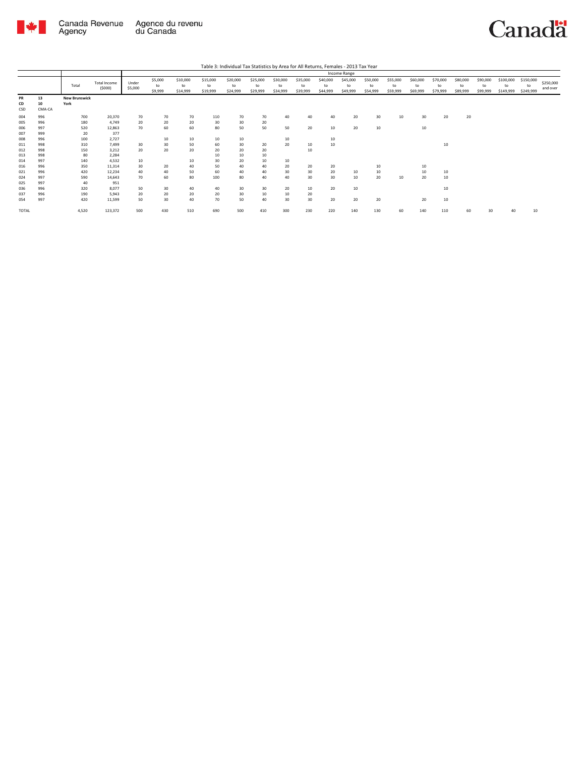Table 3: Individual Tax Statistics by Area for All Returns, Females - 2013 Tax Year

| | | Total | Total Income ($000) | Income Range | | | | | | | | | | | | | | | | | | |
|---|---|---|---|---|---|---|---|---|---|---|---|---|---|---|---|---|---|---|---|---|---|---|
| | | | | Under $5,000 | $5,000 to $9,999 | $10,000 to $14,999 | $15,000 to $19,999 | $20,000 to $24,999 | $25,000 to $29,999 | $30,000 to $34,999 | $35,000 to $39,999 | $40,000 to $44,999 | $45,000 to $49,999 | $50,000 to $54,999 | $55,000 to $59,999 | $60,000 to $69,999 | $70,000 to $79,999 | $80,000 to $89,999 | $90,000 to $99,999 | $100,000 to $149,999 | $150,000 to $249,999 | $250,000 and over |
| **PR** | **13** | **New Brunswick** | | | | | | | | | | | | | | | | | | | | |
| **CD** | **10** | **York** | | | | | | | | | | | | | | | | | | | | |
| CSD | CMA-CA | | | | | | | | | | | | | | | | | | | | | |
| 004 | 996 | 700 | 20,370 | 70 | 70 | 70 | 110 | 70 | 70 | 40 | 40 | 40 | 20 | 30 | 10 | 30 | 20 | 20 | | | | |
| 005 | 996 | 180 | 4,749 | 20 | 20 | 20 | 30 | 30 | 20 | | | | | | | | | | | | | |
| 006 | 997 | 520 | 12,863 | 70 | 60 | 60 | 80 | 50 | 50 | 50 | 20 | 10 | 20 | 10 | | 10 | | | | | | |
| 007 | 999 | 20 | 377 | | | | | | | | | | | | | | | | | | | |
| 008 | 996 | 100 | 2,727 | | 10 | 10 | 10 | 10 | | 10 | | 10 | | | | | | | | | | |
| 011 | 998 | 310 | 7,499 | 30 | 30 | 50 | 60 | 30 | 20 | 20 | 10 | 10 | | | | | 10 | | | | | |
| 012 | 998 | 150 | 3,212 | 20 | 20 | 20 | 20 | 20 | 20 | | 10 | | | | | | | | | | | |
| 013 | 998 | 80 | 2,284 | | | | 10 | 10 | 10 | | | | | | | | | | | | | |
| 014 | 997 | 140 | 4,532 | 10 | | 10 | 30 | 20 | 10 | 10 | | | | | | | | | | | | |
| 016 | 996 | 350 | 11,314 | 30 | 20 | 40 | 50 | 40 | 40 | 20 | 20 | 20 | | 10 | | 10 | | | | | | |
| 021 | 996 | 420 | 12,234 | 40 | 40 | 50 | 60 | 40 | 40 | 30 | 30 | 20 | 10 | 10 | | 10 | 10 | | | | | |
| 024 | 997 | 590 | 14,643 | 70 | 60 | 80 | 100 | 80 | 40 | 40 | 30 | 30 | 10 | 20 | 10 | 20 | 10 | | | | | |
| 025 | 997 | 40 | 951 | | | | | | | | | | | | | | | | | | | |
| 036 | 996 | 320 | 8,077 | 50 | 30 | 40 | 40 | 30 | 30 | 20 | 10 | 20 | 10 | | | | 10 | | | | | |
| 037 | 996 | 190 | 5,943 | 20 | 20 | 20 | 20 | 30 | 10 | 10 | 20 | | | | | | | | | | | |
| 054 | 997 | 420 | 11,599 | 50 | 30 | 40 | 70 | 50 | 40 | 30 | 30 | 20 | 20 | 20 | | 20 | 10 | | | | | |
| TOTAL | | 4,520 | 123,372 | 500 | 430 | 510 | 690 | 500 | 410 | 300 | 230 | 220 | 140 | 130 | 60 | 140 | 110 | 60 | 30 | 40 | 10 | |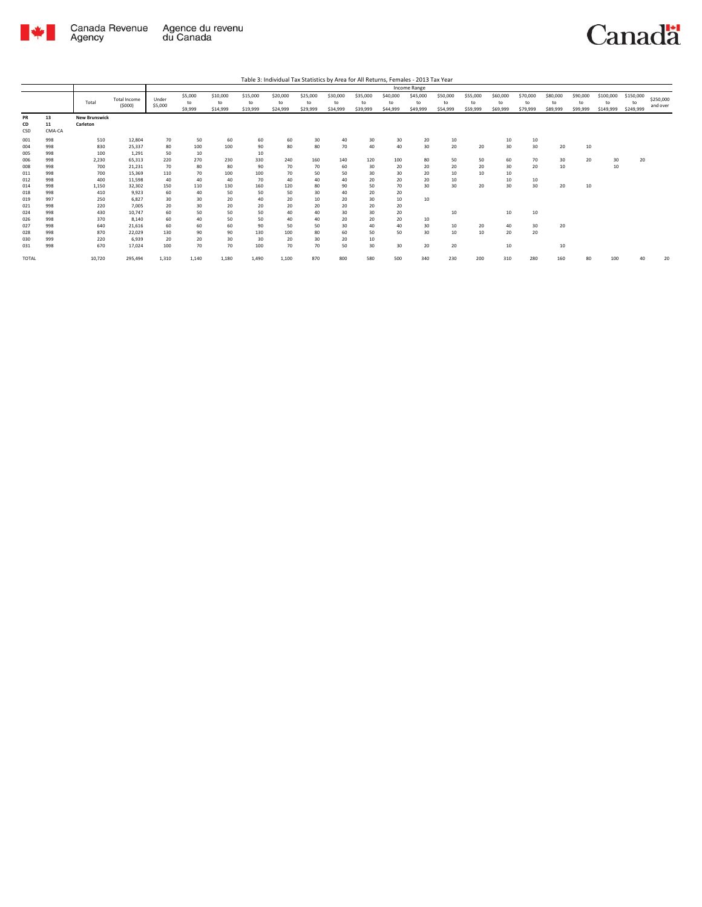Table 3: Individual Tax Statistics by Area for All Returns, Females - 2013 Tax Year

| | | Total | Total Income ($000) | Income Range | | | | | | | | | | | | | | | | | | |
|---|---|---|---|---|---|---|---|---|---|---|---|---|---|---|---|---|---|---|---|---|---|---|
| | | | | Under $5,000 | $5,000 to $9,999 | $10,000 to $14,999 | $15,000 to $19,999 | $20,000 to $24,999 | $25,000 to $29,999 | $30,000 to $34,999 | $35,000 to $39,999 | $40,000 to $44,999 | $45,000 to $49,999 | $50,000 to $54,999 | $55,000 to $59,999 | $60,000 to $69,999 | $70,000 to $79,999 | $80,000 to $89,999 | $90,000 to $99,999 | $100,000 to $149,999 | $150,000 to $249,999 | $250,000 and over |
| PR | 13 | **New Brunswick** | | | | | | | | | | | | | | | | | | | | |
| CD | 11 | **Carleton** | | | | | | | | | | | | | | | | | | | | |
| CSD | CMA-CA | | | | | | | | | | | | | | | | | | | | | |
| 001 | 998 | 510 | 12,804 | 70 | 50 | 60 | 60 | 60 | 30 | 40 | 30 | 30 | 20 | 10 | | 10 | 10 | | | | | |
| 004 | 998 | 830 | 25,337 | 80 | 100 | 100 | 90 | 80 | 80 | 70 | 40 | 40 | 30 | 20 | 20 | 30 | 30 | 20 | 10 | | | |
| 005 | 998 | 100 | 1,291 | 50 | 10 | | 10 | | | | | | | | | | | | | | | |
| 006 | 998 | 2,230 | 65,313 | 220 | 270 | 230 | 330 | 240 | 160 | 140 | 120 | 100 | 80 | 50 | 50 | 60 | 70 | 30 | 20 | 30 | 20 | |
| 008 | 998 | 700 | 21,231 | 70 | 80 | 80 | 90 | 70 | 70 | 60 | 30 | 20 | 20 | 20 | 20 | 30 | 20 | 10 | | 10 | | |
| 011 | 998 | 700 | 15,369 | 110 | 70 | 100 | 100 | 70 | 50 | 50 | 30 | 30 | 20 | 10 | 10 | 10 | | | | | | |
| 012 | 998 | 400 | 11,598 | 40 | 40 | 40 | 70 | 40 | 40 | 40 | 20 | 20 | 20 | 10 | | 10 | 10 | | | | | |
| 014 | 998 | 1,150 | 32,302 | 150 | 110 | 130 | 160 | 120 | 80 | 90 | 50 | 70 | 30 | 30 | 20 | 30 | 30 | 20 | 10 | | | |
| 018 | 998 | 410 | 9,923 | 60 | 40 | 50 | 50 | 50 | 30 | 40 | 20 | 20 | | | | | | | | | | |
| 019 | 997 | 250 | 6,827 | 30 | 30 | 20 | 40 | 20 | 10 | 20 | 30 | 10 | 10 | | | | | | | | | |
| 021 | 998 | 220 | 7,005 | 20 | 30 | 20 | 20 | 20 | 20 | 20 | 20 | 20 | | | | | | | | | | |
| 024 | 998 | 430 | 10,747 | 60 | 50 | 50 | 50 | 40 | 40 | 30 | 30 | 20 | | 10 | | 10 | 10 | | | | | |
| 026 | 998 | 370 | 8,140 | 60 | 40 | 50 | 50 | 40 | 40 | 20 | 20 | 20 | 10 | | | | | | | | | |
| 027 | 998 | 640 | 21,616 | 60 | 60 | 60 | 90 | 50 | 50 | 30 | 40 | 40 | 30 | 10 | 20 | 40 | 30 | 20 | | | | |
| 028 | 998 | 870 | 22,029 | 130 | 90 | 90 | 130 | 100 | 80 | 60 | 50 | 50 | 30 | 10 | 10 | 20 | 20 | | | | | |
| 030 | 999 | 220 | 6,939 | 20 | 20 | 30 | 30 | 20 | 30 | 20 | 10 | | | | | | | | | | | |
| 031 | 998 | 670 | 17,024 | 100 | 70 | 70 | 100 | 70 | 70 | 50 | 30 | 30 | 20 | 20 | | 10 | | 10 | | | | |
| TOTAL | | 10,720 | 295,494 | 1,310 | 1,140 | 1,180 | 1,490 | 1,100 | 870 | 800 | 580 | 500 | 340 | 230 | 200 | 310 | 280 | 160 | 80 | 100 | 40 | 20 |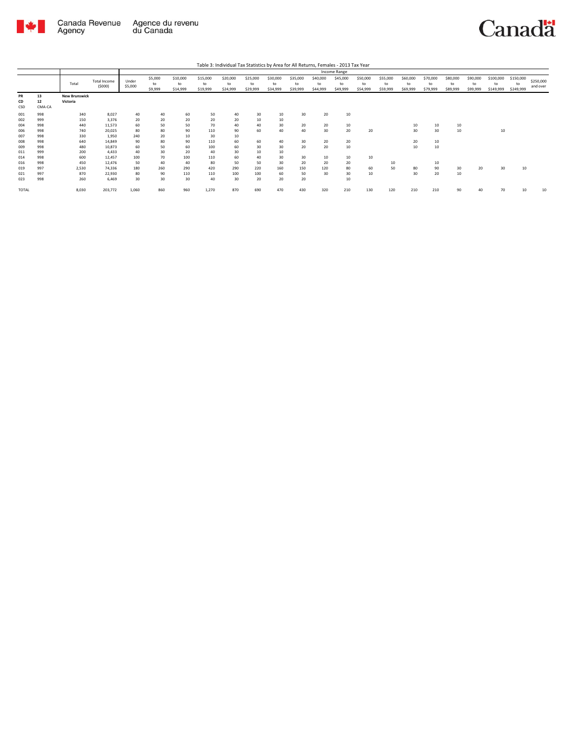Table 3: Individual Tax Statistics by Area for All Returns, Females - 2013 Tax Year

| | | Total | Total Income ($000) | Income Range | | | | | | | | | | | | | | | | | | |
|---|---|---|---|---|---|---|---|---|---|---|---|---|---|---|---|---|---|---|---|---|---|---|
| | | | | Under $5,000 | $5,000 to $9,999 | $10,000 to $14,999 | $15,000 to $19,999 | $20,000 to $24,999 | $25,000 to $29,999 | $30,000 to $34,999 | $35,000 to $39,999 | $40,000 to $44,999 | $45,000 to $49,999 | $50,000 to $54,999 | $55,000 to $59,999 | $60,000 to $69,999 | $70,000 to $79,999 | $80,000 to $89,999 | $90,000 to $99,999 | $100,000 to $149,999 | $150,000 to $249,999 | $250,000 and over |
| **PR** | **13** | **New Brunswick** | | | | | | | | | | | | | | | | | | | | |
| **CD** | **12** | **Victoria** | | | | | | | | | | | | | | | | | | | | |
| CSD | CMA-CA | | | | | | | | | | | | | | | | | | | | | |
| 001 | 998 | 340 | 8,027 | 40 | 40 | 60 | 50 | 40 | 30 | 10 | 30 | 20 | 10 | | | | | | | | | |
| 002 | 999 | 150 | 3,376 | 20 | 20 | 20 | 20 | 20 | 10 | 10 | | | | | | | | | | | | |
| 004 | 998 | 440 | 11,573 | 60 | 50 | 50 | 70 | 40 | 40 | 30 | 20 | 20 | 10 | | | 10 | 10 | 10 | | | | |
| 006 | 998 | 740 | 20,025 | 80 | 80 | 90 | 110 | 90 | 60 | 40 | 40 | 30 | 20 | 20 | | 30 | 30 | 10 | | 10 | | |
| 007 | 998 | 330 | 1,950 | 240 | 20 | 10 | 30 | 10 | | | | | | | | | | | | | | |
| 008 | 998 | 640 | 14,849 | 90 | 80 | 90 | 110 | 60 | 60 | 40 | 30 | 20 | 20 | | | 20 | 10 | | | | | |
| 009 | 998 | 480 | 10,873 | 60 | 50 | 60 | 100 | 60 | 30 | 30 | 20 | 20 | 10 | | | 10 | 10 | | | | | |
| 011 | 999 | 200 | 4,433 | 40 | 30 | 20 | 40 | 30 | 10 | 10 | | | | | | | | | | | | |
| 014 | 998 | 600 | 12,457 | 100 | 70 | 100 | 110 | 60 | 40 | 30 | 30 | 10 | 10 | 10 | | | | | | | | |
| 016 | 998 | 450 | 12,476 | 50 | 40 | 40 | 80 | 50 | 50 | 30 | 20 | 20 | 20 | | 10 | | 10 | | | | | |
| 019 | 997 | 2,530 | 74,336 | 180 | 260 | 290 | 420 | 290 | 220 | 160 | 150 | 120 | 80 | 60 | 50 | 80 | 90 | 30 | 20 | 30 | 10 | |
| 021 | 997 | 870 | 22,930 | 80 | 90 | 110 | 110 | 100 | 100 | 60 | 50 | 30 | 30 | 10 | | 30 | 20 | 10 | | | | |
| 023 | 998 | 260 | 6,469 | 30 | 30 | 30 | 40 | 30 | 20 | 20 | 20 | | 10 | | | | | | | | | |
| TOTAL | | 8,030 | 203,772 | 1,060 | 860 | 960 | 1,270 | 870 | 690 | 470 | 430 | 320 | 210 | 130 | 120 | 210 | 210 | 90 | 40 | 70 | 10 | 10 |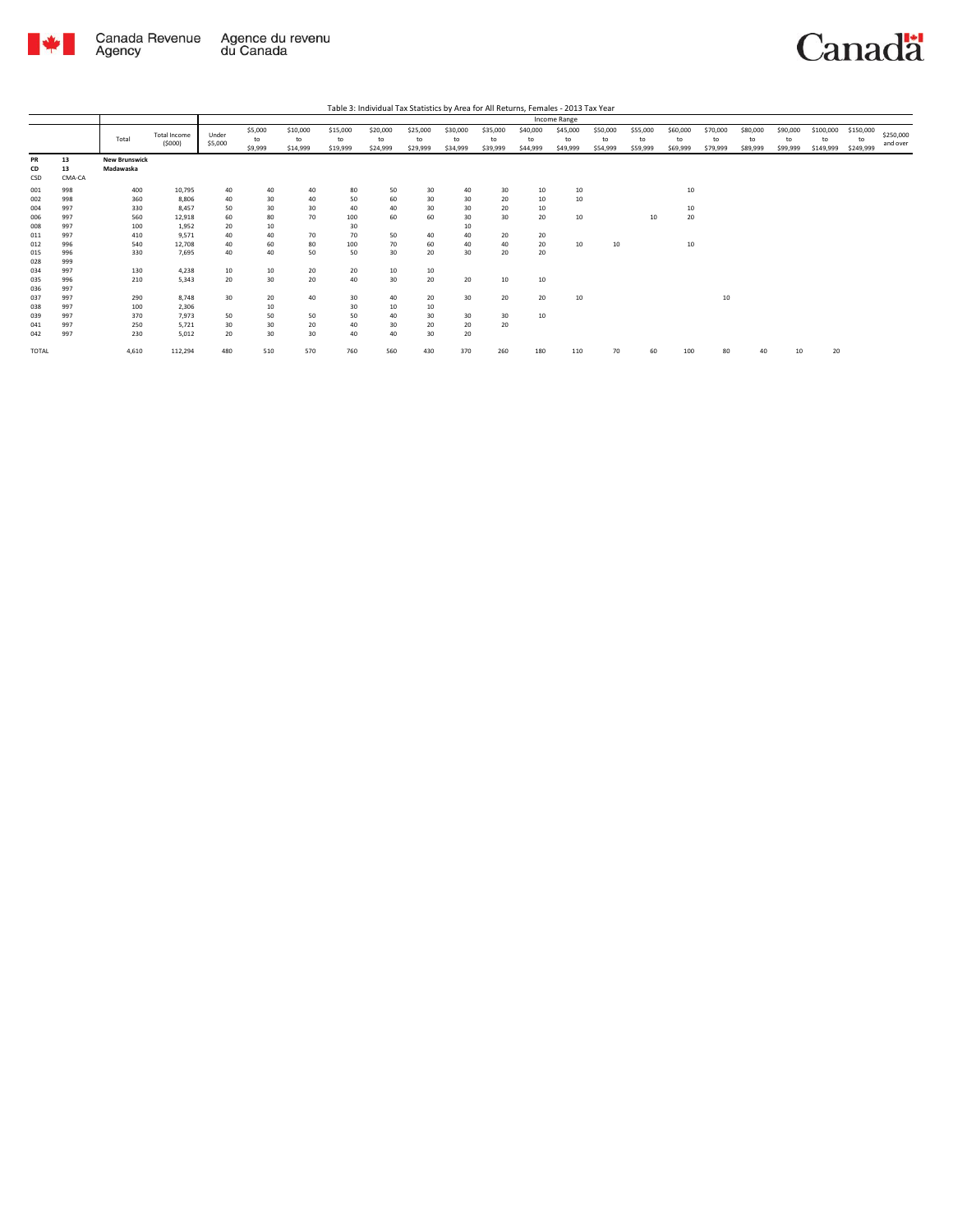Table 3: Individual Tax Statistics by Area for All Returns, Females - 2013 Tax Year

| | | Total | Total Income ($000) | Income Range | | | | | | | | | | | | | | | | | | |
|---|---|---|---|---|---|---|---|---|---|---|---|---|---|---|---|---|---|---|---|---|---|---|
| | | | | Under $5,000 | $5,000 to $9,999 | $10,000 to $14,999 | $15,000 to $19,999 | $20,000 to $24,999 | $25,000 to $29,999 | $30,000 to $34,999 | $35,000 to $39,999 | $40,000 to $44,999 | $45,000 to $49,999 | $50,000 to $54,999 | $55,000 to $59,999 | $60,000 to $69,999 | $70,000 to $79,999 | $80,000 to $89,999 | $90,000 to $99,999 | $100,000 to $149,999 | $150,000 to $249,999 | $250,000 and over |
| **PR** | **13** | **New Brunswick** | | | | | | | | | | | | | | | | | | | | |
| **CD** | **13** | **Madawaska** | | | | | | | | | | | | | | | | | | | | |
| CSD | CMA-CA | | | | | | | | | | | | | | | | | | | | | |
| 001 | 998 | 400 | 10,795 | 40 | 40 | 40 | 80 | 50 | 30 | 40 | 30 | 10 | 10 | | | 10 | | | | | | |
| 002 | 998 | 360 | 8,806 | 40 | 30 | 40 | 50 | 60 | 30 | 30 | 20 | 10 | 10 | | | | | | | | | |
| 004 | 997 | 330 | 8,457 | 50 | 30 | 30 | 40 | 40 | 30 | 30 | 20 | 10 | | | | 10 | | | | | | |
| 006 | 997 | 560 | 12,918 | 60 | 80 | 70 | 100 | 60 | 60 | 30 | 30 | 20 | 10 | | 10 | 20 | | | | | | |
| 008 | 997 | 100 | 1,952 | 20 | 10 | | 30 | | | 10 | | | | | | | | | | | | |
| 011 | 997 | 410 | 9,571 | 40 | 40 | 70 | 70 | 50 | 40 | 40 | 20 | 20 | | | | | | | | | | |
| 012 | 996 | 540 | 12,708 | 40 | 60 | 80 | 100 | 70 | 60 | 40 | 40 | 20 | 10 | 10 | | 10 | | | | | | |
| 015 | 996 | 330 | 7,695 | 40 | 40 | 50 | 50 | 30 | 20 | 30 | 20 | 20 | | | | | | | | | | |
| 028 | 999 | | | | | | | | | | | | | | | | | | | | | |
| 034 | 997 | 130 | 4,238 | 10 | 10 | 20 | 20 | 10 | 10 | | | | | | | | | | | | | |
| 035 | 996 | 210 | 5,343 | 20 | 30 | 20 | 40 | 30 | 20 | 20 | 10 | 10 | | | | | | | | | | |
| 036 | 997 | | | | | | | | | | | | | | | | | | | | | |
| 037 | 997 | 290 | 8,748 | 30 | 20 | 40 | 30 | 40 | 20 | 30 | 20 | 20 | 10 | | | | 10 | | | | | |
| 038 | 997 | 100 | 2,306 | | 10 | | 30 | 10 | 10 | | | | | | | | | | | | | |
| 039 | 997 | 370 | 7,973 | 50 | 50 | 50 | 50 | 40 | 30 | 30 | 30 | 10 | | | | | | | | | | |
| 041 | 997 | 250 | 5,721 | 30 | 30 | 20 | 40 | 30 | 20 | 20 | 20 | | | | | | | | | | | |
| 042 | 997 | 230 | 5,012 | 20 | 30 | 30 | 40 | 40 | 30 | 20 | | | | | | | | | | | | |
| TOTAL | | 4,610 | 112,294 | 480 | 510 | 570 | 760 | 560 | 430 | 370 | 260 | 180 | 110 | 70 | 60 | 100 | 80 | 40 | 10 | 20 | | |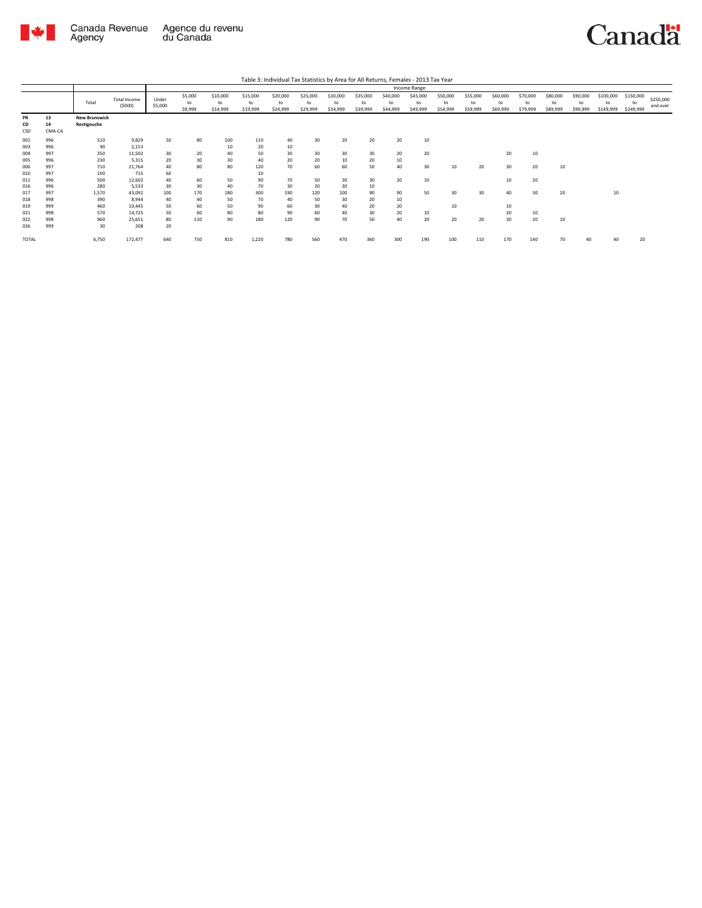Table 3: Individual Tax Statistics by Area for All Returns, Females - 2013 Tax Year

| | | Total | Total Income ($000) | Income Range | | | | | | | | | | | | | | | | | | |
|---|---|---|---|---|---|---|---|---|---|---|---|---|---|---|---|---|---|---|---|---|---|---|
| | | | | Under $5,000 | $5,000 to $9,999 | $10,000 to $14,999 | $15,000 to $19,999 | $20,000 to $24,999 | $25,000 to $29,999 | $30,000 to $34,999 | $35,000 to $39,999 | $40,000 to $44,999 | $45,000 to $49,999 | $50,000 to $54,999 | $55,000 to $59,999 | $60,000 to $69,999 | $70,000 to $79,999 | $80,000 to $89,999 | $90,000 to $99,999 | $100,000 to $149,999 | $150,000 to $249,999 | $250,000 and over |
| PR | 13 | New Brunswick | | | | | | | | | | | | | | | | | | | | |
| CD | 14 | Restigouche | | | | | | | | | | | | | | | | | | | | |
| CSD | CMA-CA | | | | | | | | | | | | | | | | | | | | | |
| 001 | 996 | 510 | 9,829 | 50 | 80 | 100 | 110 | 40 | 30 | 20 | 20 | 20 | 10 | | | | | | | | | |
| 003 | 996 | 90 | 2,153 | | | 10 | 20 | 10 | | | | | | | | | | | | | | |
| 004 | 997 | 350 | 11,502 | 30 | 20 | 40 | 50 | 30 | 30 | 30 | 30 | 20 | 20 | | | 20 | 10 | | | | | |
| 005 | 996 | 230 | 5,315 | 20 | 30 | 30 | 40 | 20 | 20 | 10 | 20 | 10 | | | | | | | | | | |
| 006 | 997 | 710 | 21,764 | 40 | 80 | 80 | 120 | 70 | 60 | 60 | 50 | 40 | 30 | 10 | 20 | 30 | 20 | 10 | | | | |
| 010 | 997 | 100 | 715 | 60 | | | 10 | | | | | | | | | | | | | | | |
| 011 | 996 | 500 | 12,602 | 40 | 60 | 50 | 90 | 70 | 50 | 30 | 30 | 20 | 10 | | | 10 | 20 | | | | | |
| 016 | 996 | 280 | 5,533 | 30 | 30 | 40 | 70 | 30 | 20 | 30 | 10 | | | | | | | | | | | |
| 017 | 997 | 1,570 | 43,092 | 100 | 170 | 180 | 300 | 190 | 120 | 100 | 90 | 90 | 50 | 30 | 30 | 40 | 30 | 20 | | 10 | | |
| 018 | 998 | 390 | 8,944 | 40 | 40 | 50 | 70 | 40 | 50 | 30 | 20 | 10 | | | | | | | | | | |
| 019 | 999 | 460 | 10,445 | 50 | 60 | 50 | 90 | 60 | 30 | 40 | 20 | 20 | | 10 | | 10 | | | | | | |
| 021 | 998 | 570 | 14,725 | 50 | 60 | 80 | 80 | 90 | 60 | 40 | 30 | 20 | 10 | | | 20 | 10 | | | | | |
| 022 | 998 | 960 | 25,651 | 80 | 110 | 90 | 180 | 120 | 90 | 70 | 50 | 40 | 20 | 20 | 20 | 30 | 20 | 10 | | | | |
| 026 | 999 | 30 | 208 | 20 | | | | | | | | | | | | | | | | | | |
| TOTAL | | 6,750 | 172,477 | 640 | 750 | 810 | 1,220 | 780 | 560 | 470 | 360 | 300 | 190 | 100 | 110 | 170 | 140 | 70 | 40 | 40 | 20 | |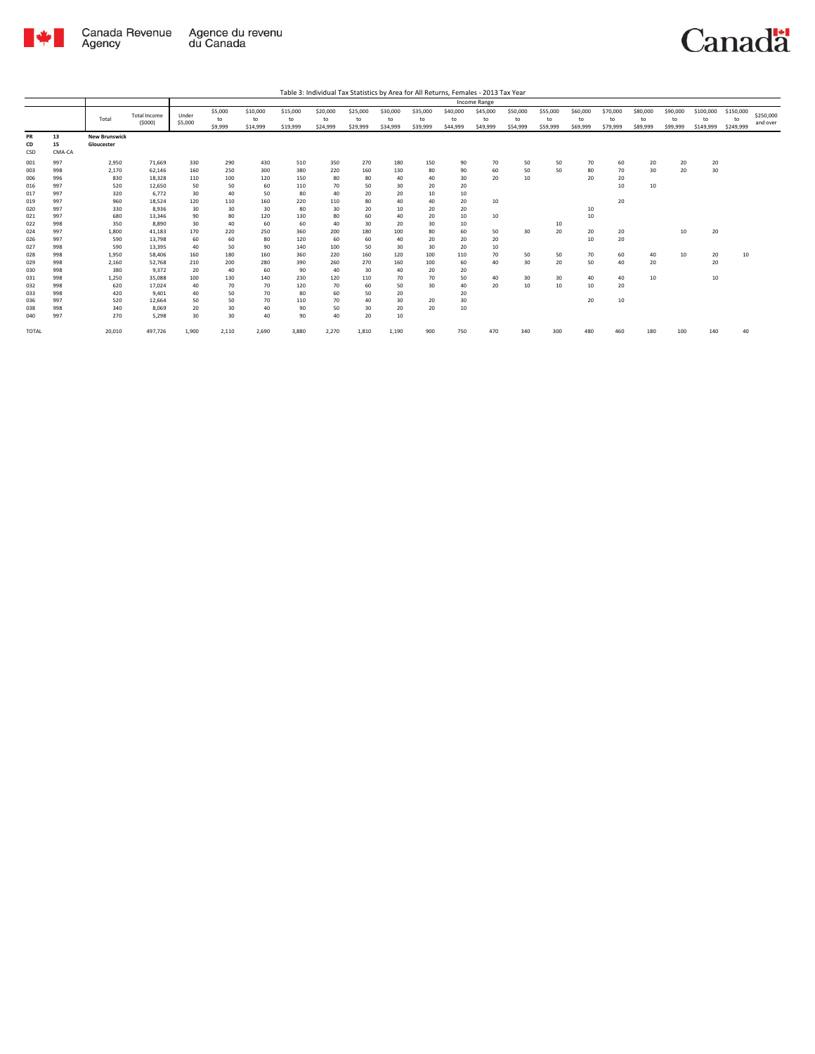Table 3: Individual Tax Statistics by Area for All Returns, Females - 2013 Tax Year

| | | Total | Total Income ($000) | Income Range | | | | | | | | | | | | | | | | | | |
|---|---|---|---|---|---|---|---|---|---|---|---|---|---|---|---|---|---|---|---|---|---|---|
| | | | | Under $5,000 | $5,000 to $9,999 | $10,000 to $14,999 | $15,000 to $19,999 | $20,000 to $24,999 | $25,000 to $29,999 | $30,000 to $34,999 | $35,000 to $39,999 | $40,000 to $44,999 | $45,000 to $49,999 | $50,000 to $54,999 | $55,000 to $59,999 | $60,000 to $69,999 | $70,000 to $79,999 | $80,000 to $89,999 | $90,000 to $99,999 | $100,000 to $149,999 | $150,000 to $249,999 | $250,000 and over |
| PR | 13 | New Brunswick | | | | | | | | | | | | | | | | | | | | |
| CD | 15 | Gloucester | | | | | | | | | | | | | | | | | | | | |
| CSD | CMA-CA | | | | | | | | | | | | | | | | | | | | | |
| 001 | 997 | 2,950 | 71,669 | 330 | 290 | 430 | 510 | 350 | 270 | 180 | 150 | 90 | 70 | 50 | 50 | 70 | 60 | 20 | 20 | 20 | | |
| 003 | 998 | 2,170 | 62,146 | 160 | 250 | 300 | 380 | 220 | 160 | 130 | 80 | 90 | 60 | 50 | 50 | 80 | 70 | 30 | 20 | 30 | | |
| 006 | 996 | 830 | 18,328 | 110 | 100 | 120 | 150 | 80 | 80 | 40 | 40 | 30 | 20 | 10 | | 20 | 20 | | | | | |
| 016 | 997 | 520 | 12,650 | 50 | 50 | 60 | 110 | 70 | 50 | 30 | 20 | 20 | | | | | 10 | 10 | | | | |
| 017 | 997 | 320 | 6,772 | 30 | 40 | 50 | 80 | 40 | 20 | 20 | 10 | 10 | | | | | | | | | | |
| 019 | 997 | 960 | 18,524 | 120 | 110 | 160 | 220 | 110 | 80 | 40 | 40 | 20 | 10 | | | | 20 | | | | | |
| 020 | 997 | 330 | 8,936 | 30 | 30 | 30 | 80 | 30 | 20 | 10 | 20 | 20 | | | | 10 | | | | | | |
| 021 | 997 | 680 | 13,346 | 90 | 80 | 120 | 130 | 80 | 60 | 40 | 20 | 10 | 10 | | | 10 | | | | | | |
| 022 | 998 | 350 | 8,890 | 30 | 40 | 60 | 60 | 40 | 30 | 20 | 30 | 10 | | | 10 | | | | | | | |
| 024 | 997 | 1,800 | 41,183 | 170 | 220 | 250 | 360 | 200 | 180 | 100 | 80 | 60 | 50 | 30 | 20 | 20 | 20 | | 10 | 20 | | |
| 026 | 997 | 590 | 13,798 | 60 | 60 | 80 | 120 | 60 | 60 | 40 | 20 | 20 | 20 | | | 10 | 20 | | | | | |
| 027 | 998 | 590 | 13,395 | 40 | 50 | 90 | 140 | 100 | 50 | 30 | 30 | 20 | 10 | | | | | | | | | |
| 028 | 998 | 1,950 | 58,406 | 160 | 180 | 160 | 360 | 220 | 160 | 120 | 100 | 110 | 70 | 50 | 50 | 70 | 60 | 40 | 10 | 20 | 10 | |
| 029 | 998 | 2,160 | 52,768 | 210 | 200 | 280 | 390 | 260 | 270 | 160 | 100 | 60 | 40 | 30 | 20 | 50 | 40 | 20 | | 20 | | |
| 030 | 998 | 380 | 9,372 | 20 | 40 | 60 | 90 | 40 | 30 | 40 | 20 | 20 | | | | | | | | | | |
| 031 | 998 | 1,250 | 35,088 | 100 | 130 | 140 | 230 | 120 | 110 | 70 | 70 | 50 | 40 | 30 | 30 | 40 | 40 | 10 | | 10 | | |
| 032 | 998 | 620 | 17,024 | 40 | 70 | 70 | 120 | 70 | 60 | 50 | 30 | 40 | 20 | 10 | 10 | 10 | 20 | | | | | |
| 033 | 998 | 420 | 9,401 | 40 | 50 | 70 | 80 | 60 | 50 | 20 | | 20 | | | | | | | | | | |
| 036 | 997 | 520 | 12,664 | 50 | 50 | 70 | 110 | 70 | 40 | 30 | 20 | 30 | | | | 20 | 10 | | | | | |
| 038 | 998 | 340 | 8,069 | 20 | 30 | 40 | 90 | 50 | 30 | 20 | 20 | 10 | | | | | | | | | | |
| 040 | 997 | 270 | 5,298 | 30 | 30 | 40 | 90 | 40 | 20 | 10 | | | | | | | | | | | | |
| TOTAL | | 20,010 | 497,726 | 1,900 | 2,110 | 2,690 | 3,880 | 2,270 | 1,810 | 1,190 | 900 | 750 | 470 | 340 | 300 | 480 | 460 | 180 | 100 | 140 | 40 | |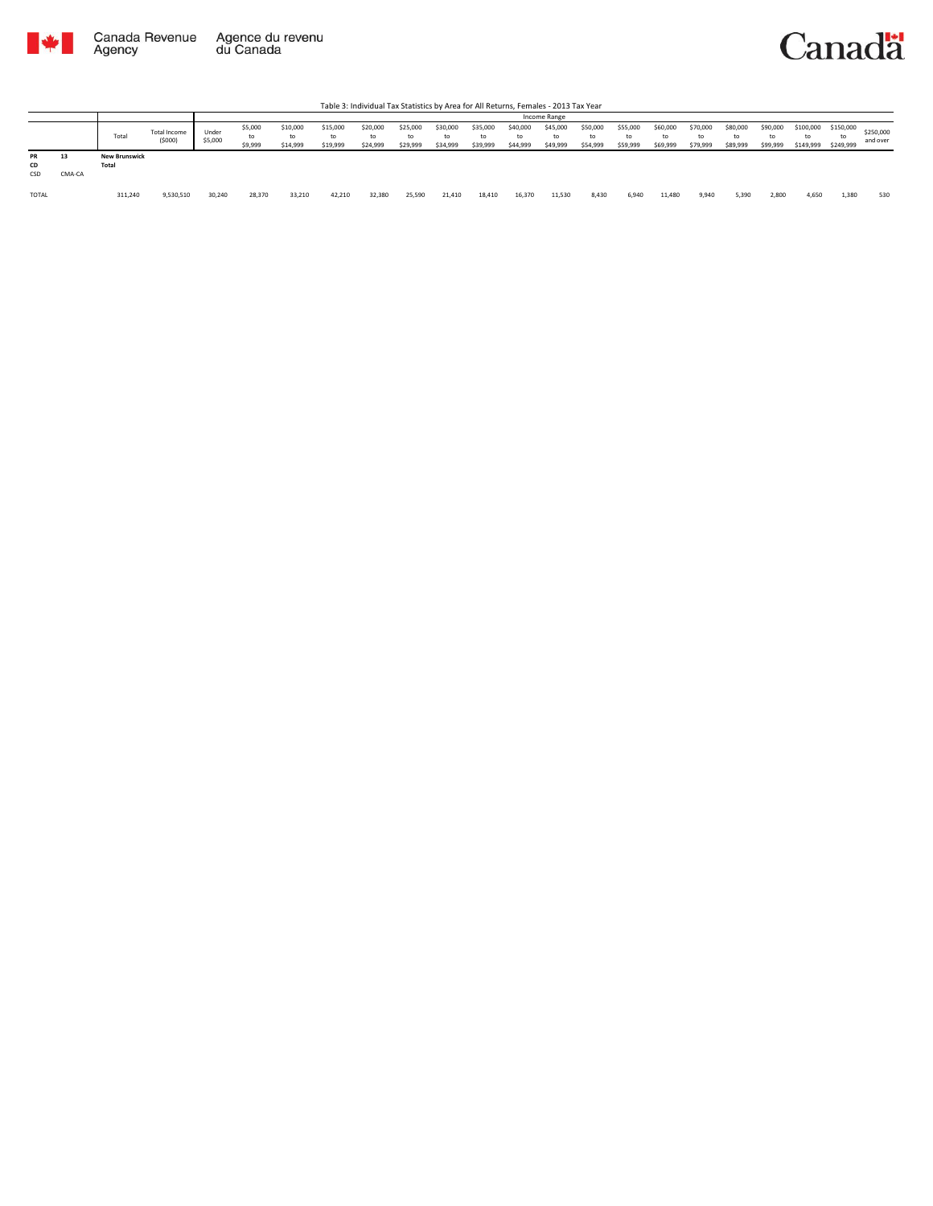Table 3: Individual Tax Statistics by Area for All Returns, Females - 2013 Tax Year

| | | Total | Total Income ($000) | Income Range | | | | | | | | | | | | | | | | | | | |
|---|---|---|---|---|---|---|---|---|---|---|---|---|---|---|---|---|---|---|---|---|---|---|---|
| | | | | Under $5,000 | $5,000 to $9,999 | $10,000 to $14,999 | $15,000 to $19,999 | $20,000 to $24,999 | $25,000 to $29,999 | $30,000 to $34,999 | $35,000 to $39,999 | $40,000 to $44,999 | $45,000 to $49,999 | $50,000 to $54,999 | $55,000 to $59,999 | $60,000 to $69,999 | $70,000 to $79,999 | $80,000 to $89,999 | $90,000 to $99,999 | $100,000 to $149,999 | $150,000 to $249,999 | $250,000 and over |
| PR | 13 | New Brunswick | | | | | | | | | | | | | | | | | | | | | |
| CD | | Total | | | | | | | | | | | | | | | | | | | | | |
| CSD | CMA-CA | | | | | | | | | | | | | | | | | | | | | | |
| TOTAL | | 311,240 | 9,530,510 | 30,240 | 28,370 | 33,210 | 42,210 | 32,380 | 25,590 | 21,410 | 18,410 | 16,370 | 11,530 | 8,430 | 6,940 | 11,480 | 9,940 | 5,390 | 2,800 | 4,650 | 1,380 | 530 |